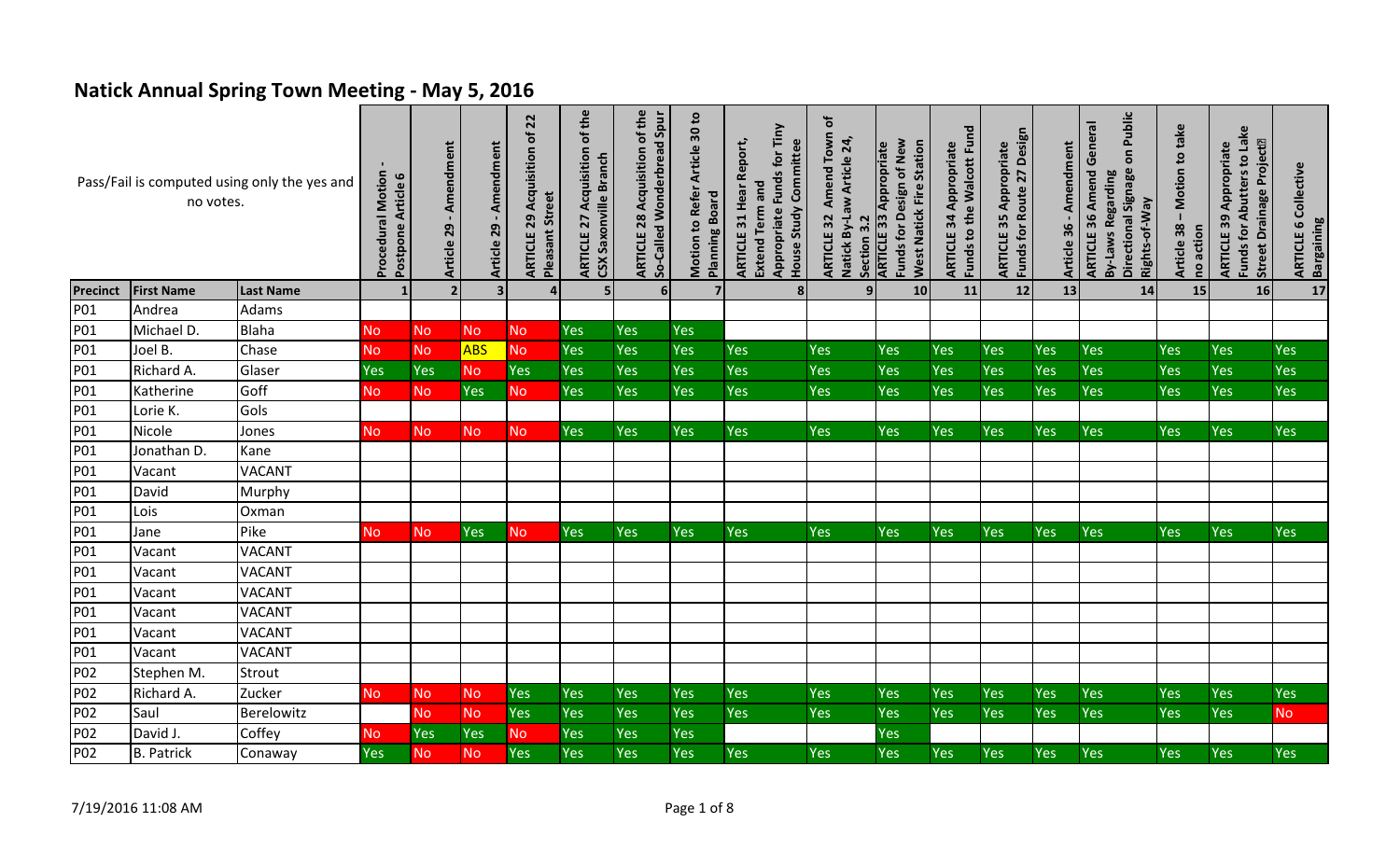# Natick Annual Spring Town Meeting - May 5, 2016

| Pass/Fail is computed using only the yes and no votes. | | | Procedural Motion - Postpone Article 6 | Article 29 - Amendment | Article 29 - Amendment | ARTICLE 29 Acquisition of 22 Pleasant Street | ARTICLE 27 Acquisition of the CSX Saxonville Branch | ARTICLE 28 Acquisition of the So-Called Wonderbread Spur | Motion to Refer Article 30 to Planning Board | ARTICLE 31 Hear Report, Extend Term and Appropriate Funds for Tiny House Study Committee | ARTICLE 32 Amend Town of Natick By-Law Article 24, Section 3.2 | ARTICLE 33 Appropriate Funds for Design of New West Natick Fire Station | ARTICLE 34 Appropriate Funds to the Walcott Fund | ARTICLE 35 Appropriate Funds for Route 27 Design | Article 36 - Amendment | ARTICLE 36 Amend General By-Laws Regarding Directional Signage on Public Rights-of-Way | Article 38 – Motion to take no action | ARTICLE 39 Appropriate Funds for Abutters to Lake Street Drainage Project | ARTICLE 6 Collective Bargaining |
|---|---|---|---|---|---|---|---|---|---|---|---|---|---|---|---|---|---|---|---|
| **Precinct** | **First Name** | **Last Name** | 1 | 2 | 3 | 4 | 5 | 6 | 7 | 8 | 9 | 10 | 11 | 12 | 13 | 14 | 15 | 16 | 17 |
| P01 | Andrea | Adams | | | | | | | | | | | | | | | | | |
| P01 | Michael D. | Blaha | No | No | No | No | Yes | Yes | Yes | | | | | | | | | | |
| P01 | Joel B. | Chase | No | No | ABS | No | Yes | Yes | Yes | Yes | Yes | Yes | Yes | Yes | Yes | Yes | Yes | Yes | Yes |
| P01 | Richard A. | Glaser | Yes | Yes | No | Yes | Yes | Yes | Yes | Yes | Yes | Yes | Yes | Yes | Yes | Yes | Yes | Yes | Yes |
| P01 | Katherine | Goff | No | No | Yes | No | Yes | Yes | Yes | Yes | Yes | Yes | Yes | Yes | Yes | Yes | Yes | Yes | Yes |
| P01 | Lorie K. | Gols | | | | | | | | | | | | | | | | | |
| P01 | Nicole | Jones | No | No | No | No | Yes | Yes | Yes | Yes | Yes | Yes | Yes | Yes | Yes | Yes | Yes | Yes | Yes |
| P01 | Jonathan D. | Kane | | | | | | | | | | | | | | | | | |
| P01 | Vacant | VACANT | | | | | | | | | | | | | | | | | |
| P01 | David | Murphy | | | | | | | | | | | | | | | | | |
| P01 | Lois | Oxman | | | | | | | | | | | | | | | | | |
| P01 | Jane | Pike | No | No | Yes | No | Yes | Yes | Yes | Yes | Yes | Yes | Yes | Yes | Yes | Yes | Yes | Yes | Yes |
| P01 | Vacant | VACANT | | | | | | | | | | | | | | | | | |
| P01 | Vacant | VACANT | | | | | | | | | | | | | | | | | |
| P01 | Vacant | VACANT | | | | | | | | | | | | | | | | | |
| P01 | Vacant | VACANT | | | | | | | | | | | | | | | | | |
| P01 | Vacant | VACANT | | | | | | | | | | | | | | | | | |
| P01 | Vacant | VACANT | | | | | | | | | | | | | | | | | |
| P02 | Stephen M. | Strout | | | | | | | | | | | | | | | | | |
| P02 | Richard A. | Zucker | No | No | No | Yes | Yes | Yes | Yes | Yes | Yes | Yes | Yes | Yes | Yes | Yes | Yes | Yes | Yes |
| P02 | Saul | Berelowitz | | No | No | Yes | Yes | Yes | Yes | Yes | Yes | Yes | Yes | Yes | Yes | Yes | Yes | Yes | No |
| P02 | David J. | Coffey | No | Yes | Yes | No | Yes | Yes | Yes | | | Yes | | | | | | | |
| P02 | B. Patrick | Conaway | Yes | No | No | Yes | Yes | Yes | Yes | Yes | Yes | Yes | Yes | Yes | Yes | Yes | Yes | Yes | Yes |

7/19/2016 11:08 AM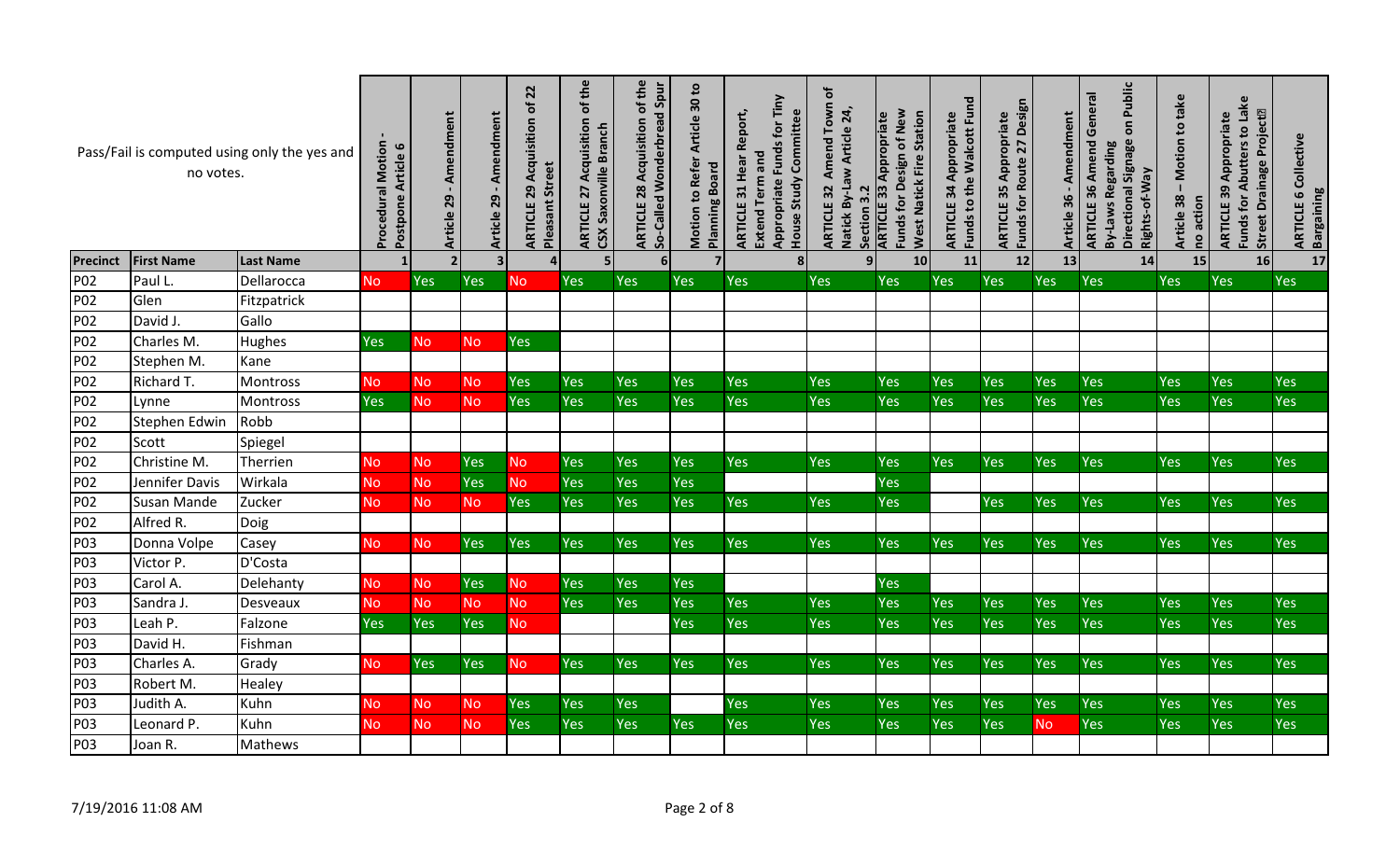| Pass/Fail is computed using only the yes and no votes. | | | Procedural Motion - Postpone Article 6 | Article 29 - Amendment | Article 29 - Amendment | ARTICLE 29 Acquisition of 22 Pleasant Street | ARTICLE 27 Acquisition of the CSX Saxonville Branch | ARTICLE 28 Acquisition of the So-Called Wonderbread Spur | Motion to Refer Article 30 to Planning Board | ARTICLE 31 Hear Report, Extend Term and Appropriate Funds for Tiny House Study Committee | ARTICLE 32 Amend Town of Natick By-Law Article 24, Section 3.2 | ARTICLE 33 Appropriate Funds for Design of New West Natick Fire Station | ARTICLE 34 Appropriate Funds to the Walcott Fund | ARTICLE 35 Appropriate Funds for Route 27 Design | Article 36 - Amendment | ARTICLE 36 Amend General By-Laws Regarding Directional Signage on Public Rights-of-Way | Article 38 – Motion to take no action | ARTICLE 39 Appropriate Funds for Abutters to Lake Street Drainage Project | ARTICLE 6 Collective Bargaining |
|---|---|---|---|---|---|---|---|---|---|---|---|---|---|---|---|---|---|---|---|
| Precinct | First Name | Last Name | 1 | 2 | 3 | 4 | 5 | 6 | 7 | 8 | 9 | 10 | 11 | 12 | 13 | 14 | 15 | 16 | 17 |
| P02 | Paul L. | Dellarocca | No | Yes | Yes | No | Yes | Yes | Yes | Yes | Yes | Yes | Yes | Yes | Yes | Yes | Yes | Yes | Yes |
| P02 | Glen | Fitzpatrick | | | | | | | | | | | | | | | | | |
| P02 | David J. | Gallo | | | | | | | | | | | | | | | | | |
| P02 | Charles M. | Hughes | Yes | No | No | Yes | | | | | | | | | | | | | |
| P02 | Stephen M. | Kane | | | | | | | | | | | | | | | | | |
| P02 | Richard T. | Montross | No | No | No | Yes | Yes | Yes | Yes | Yes | Yes | Yes | Yes | Yes | Yes | Yes | Yes | Yes | Yes |
| P02 | Lynne | Montross | Yes | No | No | Yes | Yes | Yes | Yes | Yes | Yes | Yes | Yes | Yes | Yes | Yes | Yes | Yes | Yes |
| P02 | Stephen Edwin | Robb | | | | | | | | | | | | | | | | | |
| P02 | Scott | Spiegel | | | | | | | | | | | | | | | | | |
| P02 | Christine M. | Therrien | No | No | Yes | No | Yes | Yes | Yes | Yes | Yes | Yes | Yes | Yes | Yes | Yes | Yes | Yes | Yes |
| P02 | Jennifer Davis | Wirkala | No | No | Yes | No | Yes | Yes | Yes | | | Yes | | | | | | | |
| P02 | Susan Mande | Zucker | No | No | No | Yes | Yes | Yes | Yes | Yes | Yes | Yes | | Yes | Yes | Yes | Yes | Yes | Yes |
| P02 | Alfred R. | Doig | | | | | | | | | | | | | | | | | |
| P03 | Donna Volpe | Casey | No | No | Yes | Yes | Yes | Yes | Yes | Yes | Yes | Yes | Yes | Yes | Yes | Yes | Yes | Yes | Yes |
| P03 | Victor P. | D'Costa | | | | | | | | | | | | | | | | | |
| P03 | Carol A. | Delehanty | No | No | Yes | No | Yes | Yes | Yes | | | Yes | | | | | | | |
| P03 | Sandra J. | Desveaux | No | No | No | No | Yes | Yes | Yes | Yes | Yes | Yes | Yes | Yes | Yes | Yes | Yes | Yes | Yes |
| P03 | Leah P. | Falzone | Yes | Yes | Yes | No | | | Yes | Yes | Yes | Yes | Yes | Yes | Yes | Yes | Yes | Yes | Yes |
| P03 | David H. | Fishman | | | | | | | | | | | | | | | | | |
| P03 | Charles A. | Grady | No | Yes | Yes | No | Yes | Yes | Yes | Yes | Yes | Yes | Yes | Yes | Yes | Yes | Yes | Yes | Yes |
| P03 | Robert M. | Healey | | | | | | | | | | | | | | | | | |
| P03 | Judith A. | Kuhn | No | No | No | Yes | Yes | Yes | | Yes | Yes | Yes | Yes | Yes | Yes | Yes | Yes | Yes | Yes |
| P03 | Leonard P. | Kuhn | No | No | No | Yes | Yes | Yes | Yes | Yes | Yes | Yes | Yes | Yes | No | Yes | Yes | Yes | Yes |
| P03 | Joan R. | Mathews | | | | | | | | | | | | | | | | | |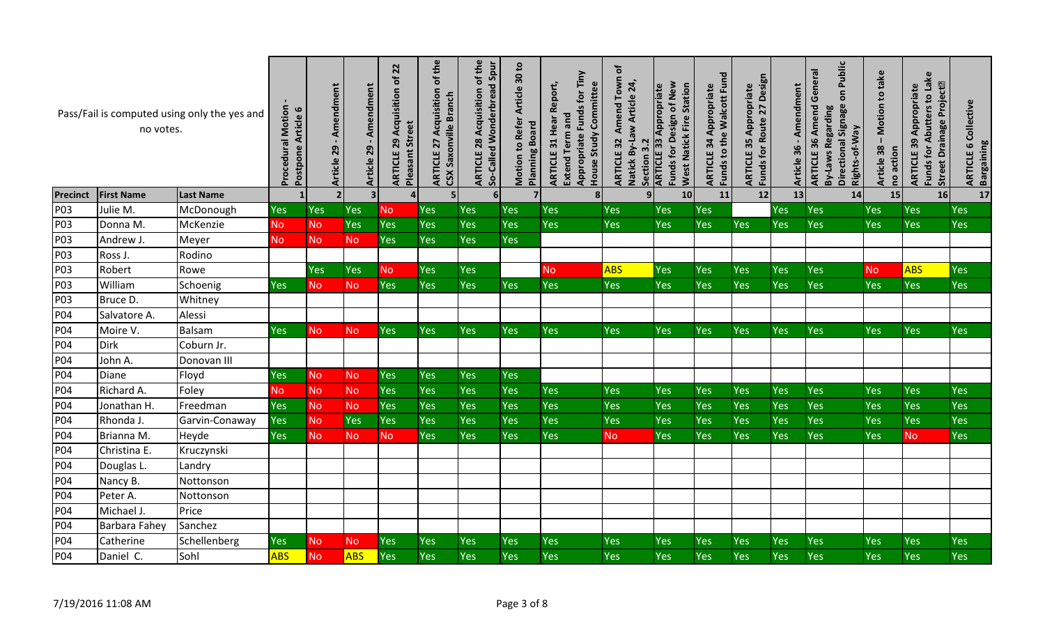Pass/Fail is computed using only the yes and no votes.

| Precinct | First Name | Last Name | Procedural Motion - Postpone Article 6 | Article 29 - Amendment | Article 29 - Amendment | ARTICLE 29 Acquisition of 22 Pleasant Street | ARTICLE 27 Acquisition of the CSX Saxonville Branch | ARTICLE 28 Acquisition of the So-Called Wonderbread Spur | Motion to Refer Article 30 to Planning Board | ARTICLE 31 Hear Report, Extend Term and Appropriate Funds for Tiny House Study Committee | ARTICLE 32 Amend Town of Natick By-Law Article 24, Section 3.2 | ARTICLE 33 Appropriate Funds for Design of New West Natick Fire Station | ARTICLE 34 Appropriate Funds to the Walcott Fund | ARTICLE 35 Appropriate Funds for Route 27 Design | Article 36 - Amendment | ARTICLE 36 Amend General By-Laws Regarding Directional Signage on Public Rights-of-Way | Article 38 – Motion to take no action | ARTICLE 39 Appropriate Funds for Abutters to Lake Street Drainage Project | ARTICLE 6 Collective Bargaining |
|---|---|---|---|---|---|---|---|---|---|---|---|---|---|---|---|---|---|---|---|
| | | | 1 | 2 | 3 | 4 | 5 | 6 | 7 | 8 | 9 | 10 | 11 | 12 | 13 | 14 | 15 | 16 | 17 |
| P03 | Julie M. | McDonough | Yes | Yes | Yes | No | Yes | Yes | Yes | Yes | Yes | Yes | Yes | | Yes | Yes | Yes | Yes | Yes |
| P03 | Donna M. | McKenzie | No | No | Yes | Yes | Yes | Yes | Yes | Yes | Yes | Yes | Yes | Yes | Yes | Yes | Yes | Yes | Yes |
| P03 | Andrew J. | Meyer | No | No | No | Yes | Yes | Yes | Yes | | | | | | | | | | |
| P03 | Ross J. | Rodino | | | | | | | | | | | | | | | | | |
| P03 | Robert | Rowe | | Yes | Yes | No | Yes | Yes | | No | ABS | Yes | Yes | Yes | Yes | Yes | No | ABS | Yes |
| P03 | William | Schoenig | Yes | No | No | Yes | Yes | Yes | Yes | Yes | Yes | Yes | Yes | Yes | Yes | Yes | Yes | Yes | Yes |
| P03 | Bruce D. | Whitney | | | | | | | | | | | | | | | | | |
| P04 | Salvatore A. | Alessi | | | | | | | | | | | | | | | | | |
| P04 | Moire V. | Balsam | Yes | No | No | Yes | Yes | Yes | Yes | Yes | Yes | Yes | Yes | Yes | Yes | Yes | Yes | Yes | Yes |
| P04 | Dirk | Coburn Jr. | | | | | | | | | | | | | | | | | |
| P04 | John A. | Donovan III | | | | | | | | | | | | | | | | | |
| P04 | Diane | Floyd | Yes | No | No | Yes | Yes | Yes | Yes | | | | | | | | | | |
| P04 | Richard A. | Foley | No | No | No | Yes | Yes | Yes | Yes | Yes | Yes | Yes | Yes | Yes | Yes | Yes | Yes | Yes | Yes |
| P04 | Jonathan H. | Freedman | Yes | No | No | Yes | Yes | Yes | Yes | Yes | Yes | Yes | Yes | Yes | Yes | Yes | Yes | Yes | Yes |
| P04 | Rhonda J. | Garvin-Conaway | Yes | No | Yes | Yes | Yes | Yes | Yes | Yes | Yes | Yes | Yes | Yes | Yes | Yes | Yes | Yes | Yes |
| P04 | Brianna M. | Heyde | Yes | No | No | No | Yes | Yes | Yes | Yes | No | Yes | Yes | Yes | Yes | Yes | Yes | No | Yes |
| P04 | Christina E. | Kruczynski | | | | | | | | | | | | | | | | | |
| P04 | Douglas L. | Landry | | | | | | | | | | | | | | | | | |
| P04 | Nancy B. | Nottonson | | | | | | | | | | | | | | | | | |
| P04 | Peter A. | Nottonson | | | | | | | | | | | | | | | | | |
| P04 | Michael J. | Price | | | | | | | | | | | | | | | | | |
| P04 | Barbara Fahey | Sanchez | | | | | | | | | | | | | | | | | |
| P04 | Catherine | Schellenberg | Yes | No | No | Yes | Yes | Yes | Yes | Yes | Yes | Yes | Yes | Yes | Yes | Yes | Yes | Yes | Yes |
| P04 | Daniel C. | Sohl | ABS | No | ABS | Yes | Yes | Yes | Yes | Yes | Yes | Yes | Yes | Yes | Yes | Yes | Yes | Yes | Yes |

7/19/2016 11:08 AM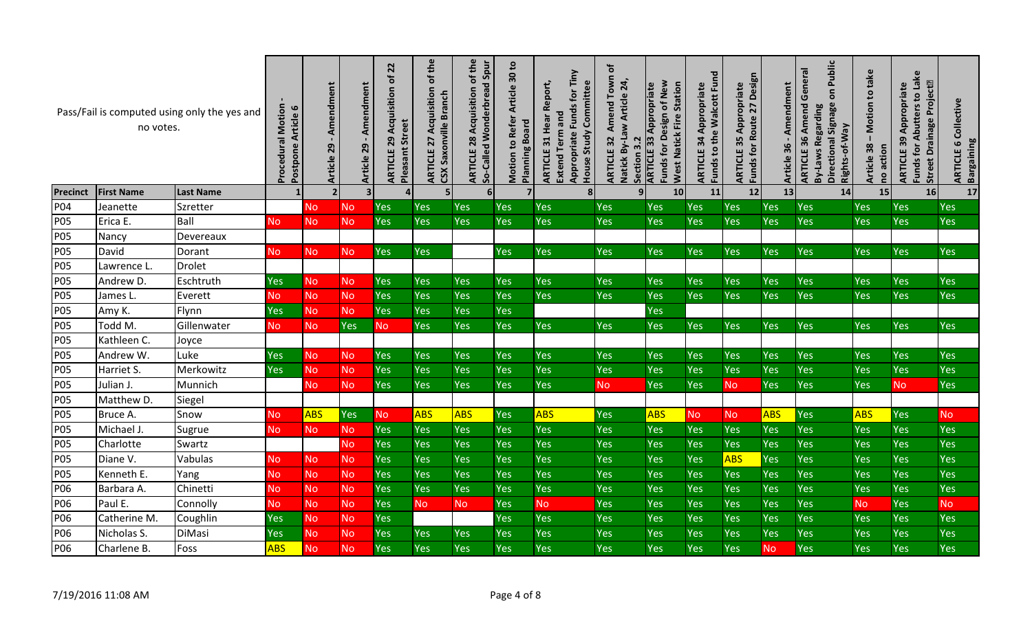Pass/Fail is computed using only the yes and no votes.

| Precinct | First Name | Last Name | Procedural Motion - Postpone Article 6 | Article 29 - Amendment | Article 29 - Amendment | ARTICLE 29 Acquisition of 22 Pleasant Street | ARTICLE 27 Acquisition of the CSX Saxonville Branch | ARTICLE 28 Acquisition of the So-Called Wonderbread Spur | Motion to Refer Article 30 to Planning Board | ARTICLE 31 Hear Report, Extend Term and Appropriate Funds for Tiny House Study Committee | ARTICLE 32 Amend Town of Natick By-Law Article 24, Section 3.2 | ARTICLE 33 Appropriate Funds for Design of New West Natick Fire Station | ARTICLE 34 Appropriate Funds to the Walcott Fund | ARTICLE 35 Appropriate Funds for Route 27 Design | Article 36 - Amendment | ARTICLE 36 Amend General By-Laws Regarding Directional Signage on Public Rights-of-Way | Article 38 – Motion to take no action | ARTICLE 39 Appropriate Funds for Abutters to Lake Street Drainage Project | ARTICLE 6 Collective Bargaining |
|---|---|---|---|---|---|---|---|---|---|---|---|---|---|---|---|---|---|---|---|
| | | | 1 | 2 | 3 | 4 | 5 | 6 | 7 | 8 | 9 | 10 | 11 | 12 | 13 | 14 | 15 | 16 | 17 |
| P04 | Jeanette | Szretter | | No | No | Yes | Yes | Yes | Yes | Yes | Yes | Yes | Yes | Yes | Yes | Yes | Yes | Yes | Yes |
| P05 | Erica E. | Ball | No | No | No | Yes | Yes | Yes | Yes | Yes | Yes | Yes | Yes | Yes | Yes | Yes | Yes | Yes | Yes |
| P05 | Nancy | Devereaux | | | | | | | | | | | | | | | | | |
| P05 | David | Dorant | No | No | No | Yes | Yes | | Yes | Yes | Yes | Yes | Yes | Yes | Yes | Yes | Yes | Yes | Yes |
| P05 | Lawrence L. | Drolet | | | | | | | | | | | | | | | | | |
| P05 | Andrew D. | Eschtruth | Yes | No | No | Yes | Yes | Yes | Yes | Yes | Yes | Yes | Yes | Yes | Yes | Yes | Yes | Yes | Yes |
| P05 | James L. | Everett | No | No | No | Yes | Yes | Yes | Yes | Yes | Yes | Yes | Yes | Yes | Yes | Yes | Yes | Yes | Yes |
| P05 | Amy K. | Flynn | Yes | No | No | Yes | Yes | Yes | Yes | | | Yes | | | | | | | |
| P05 | Todd M. | Gillenwater | No | No | Yes | No | Yes | Yes | Yes | Yes | Yes | Yes | Yes | Yes | Yes | Yes | Yes | Yes | Yes |
| P05 | Kathleen C. | Joyce | | | | | | | | | | | | | | | | | |
| P05 | Andrew W. | Luke | Yes | No | No | Yes | Yes | Yes | Yes | Yes | Yes | Yes | Yes | Yes | Yes | Yes | Yes | Yes | Yes |
| P05 | Harriet S. | Merkowitz | Yes | No | No | Yes | Yes | Yes | Yes | Yes | Yes | Yes | Yes | Yes | Yes | Yes | Yes | Yes | Yes |
| P05 | Julian J. | Munnich | | No | No | Yes | Yes | Yes | Yes | Yes | No | Yes | Yes | No | Yes | Yes | Yes | No | Yes |
| P05 | Matthew D. | Siegel | | | | | | | | | | | | | | | | | |
| P05 | Bruce A. | Snow | No | ABS | Yes | No | ABS | ABS | Yes | ABS | Yes | ABS | No | No | ABS | Yes | ABS | Yes | No |
| P05 | Michael J. | Sugrue | No | No | No | Yes | Yes | Yes | Yes | Yes | Yes | Yes | Yes | Yes | Yes | Yes | Yes | Yes | Yes |
| P05 | Charlotte | Swartz | | | No | Yes | Yes | Yes | Yes | Yes | Yes | Yes | Yes | Yes | Yes | Yes | Yes | Yes | Yes |
| P05 | Diane V. | Vabulas | No | No | No | Yes | Yes | Yes | Yes | Yes | Yes | Yes | Yes | ABS | Yes | Yes | Yes | Yes | Yes |
| P05 | Kenneth E. | Yang | No | No | No | Yes | Yes | Yes | Yes | Yes | Yes | Yes | Yes | Yes | Yes | Yes | Yes | Yes | Yes |
| P06 | Barbara A. | Chinetti | No | No | No | Yes | Yes | Yes | Yes | Yes | Yes | Yes | Yes | Yes | Yes | Yes | Yes | Yes | Yes |
| P06 | Paul E. | Connolly | No | No | No | Yes | No | No | Yes | No | Yes | Yes | Yes | Yes | Yes | Yes | No | Yes | No |
| P06 | Catherine M. | Coughlin | Yes | No | No | Yes | | | Yes | Yes | Yes | Yes | Yes | Yes | Yes | Yes | Yes | Yes | Yes |
| P06 | Nicholas S. | DiMasi | Yes | No | No | Yes | Yes | Yes | Yes | Yes | Yes | Yes | Yes | Yes | Yes | Yes | Yes | Yes | Yes |
| P06 | Charlene B. | Foss | ABS | No | No | Yes | Yes | Yes | Yes | Yes | Yes | Yes | Yes | Yes | No | Yes | Yes | Yes | Yes |

7/19/2016 11:08 AM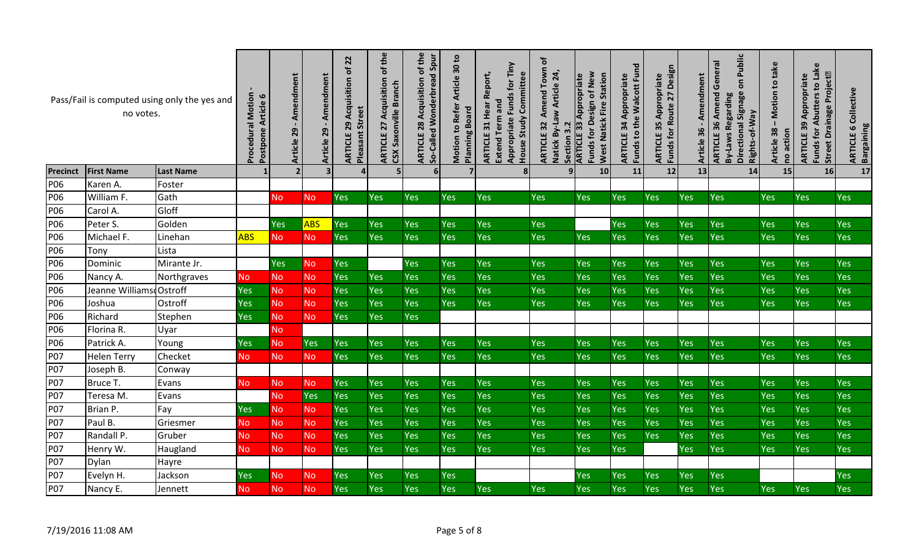| Pass/Fail is computed using only the yes and no votes. | | | Procedural Motion - Postpone Article 6 | Article 29 - Amendment | Article 29 - Amendment | ARTICLE 29 Acquisition of 22 Pleasant Street | ARTICLE 27 Acquisition of the CSX Saxonville Branch | ARTICLE 28 Acquisition of the So-Called Wonderbread Spur | Motion to Refer Article 30 to Planning Board | ARTICLE 31 Hear Report, Extend Term and Appropriate Funds for Tiny House Study Committee | ARTICLE 32 Amend Town of Natick By-Law Article 24, Section 3.2 | ARTICLE 33 Appropriate Funds for Design of New West Natick Fire Station | ARTICLE 34 Appropriate Funds to the Walcott Fund | ARTICLE 35 Appropriate Funds for Route 27 Design | Article 36 - Amendment | ARTICLE 36 Amend General By-Laws Regarding Directional Signage on Public Rights-of-Way | Article 38 – Motion to take no action | ARTICLE 39 Appropriate Funds for Abutters to Lake Street Drainage Project | ARTICLE 6 Collective Bargaining |
|---|---|---|---|---|---|---|---|---|---|---|---|---|---|---|---|---|---|---|---|
| **Precinct** | **First Name** | **Last Name** | 1 | 2 | 3 | 4 | 5 | 6 | 7 | 8 | 9 | 10 | 11 | 12 | 13 | 14 | 15 | 16 | 17 |
| P06 | Karen A. | Foster | | | | | | | | | | | | | | | | | |
| P06 | William F. | Gath | | No | No | Yes | Yes | Yes | Yes | Yes | Yes | Yes | Yes | Yes | Yes | Yes | Yes | Yes | Yes |
| P06 | Carol A. | Gloff | | | | | | | | | | | | | | | | | |
| P06 | Peter S. | Golden | | Yes | ABS | Yes | Yes | Yes | Yes | Yes | Yes | | Yes | Yes | Yes | Yes | Yes | Yes | Yes |
| P06 | Michael F. | Linehan | ABS | No | No | Yes | Yes | Yes | Yes | Yes | Yes | Yes | Yes | Yes | Yes | Yes | Yes | Yes | Yes |
| P06 | Tony | Lista | | | | | | | | | | | | | | | | | |
| P06 | Dominic | Mirante Jr. | | Yes | No | Yes | | Yes | Yes | Yes | Yes | Yes | Yes | Yes | Yes | Yes | Yes | Yes | Yes |
| P06 | Nancy A. | Northgraves | No | No | No | Yes | Yes | Yes | Yes | Yes | Yes | Yes | Yes | Yes | Yes | Yes | Yes | Yes | Yes |
| P06 | Jeanne Williams | Ostroff | Yes | No | No | Yes | Yes | Yes | Yes | Yes | Yes | Yes | Yes | Yes | Yes | Yes | Yes | Yes | Yes |
| P06 | Joshua | Ostroff | Yes | No | No | Yes | Yes | Yes | Yes | Yes | Yes | Yes | Yes | Yes | Yes | Yes | Yes | Yes | Yes |
| P06 | Richard | Stephen | Yes | No | No | Yes | Yes | Yes | | | | | | | | | | | |
| P06 | Florina R. | Uyar | | No | | | | | | | | | | | | | | | |
| P06 | Patrick A. | Young | Yes | No | Yes | Yes | Yes | Yes | Yes | Yes | Yes | Yes | Yes | Yes | Yes | Yes | Yes | Yes | Yes |
| P07 | Helen Terry | Checket | No | No | No | Yes | Yes | Yes | Yes | Yes | Yes | Yes | Yes | Yes | Yes | Yes | Yes | Yes | Yes |
| P07 | Joseph B. | Conway | | | | | | | | | | | | | | | | | |
| P07 | Bruce T. | Evans | No | No | No | Yes | Yes | Yes | Yes | Yes | Yes | Yes | Yes | Yes | Yes | Yes | Yes | Yes | Yes |
| P07 | Teresa M. | Evans | | No | Yes | Yes | Yes | Yes | Yes | Yes | Yes | Yes | Yes | Yes | Yes | Yes | Yes | Yes | Yes |
| P07 | Brian P. | Fay | Yes | No | No | Yes | Yes | Yes | Yes | Yes | Yes | Yes | Yes | Yes | Yes | Yes | Yes | Yes | Yes |
| P07 | Paul B. | Griesmer | No | No | No | Yes | Yes | Yes | Yes | Yes | Yes | Yes | Yes | Yes | Yes | Yes | Yes | Yes | Yes |
| P07 | Randall P. | Gruber | No | No | No | Yes | Yes | Yes | Yes | Yes | Yes | Yes | Yes | Yes | Yes | Yes | Yes | Yes | Yes |
| P07 | Henry W. | Haugland | No | No | No | Yes | Yes | Yes | Yes | Yes | Yes | Yes | Yes | | Yes | Yes | Yes | Yes | Yes |
| P07 | Dylan | Hayre | | | | | | | | | | | | | | | | | |
| P07 | Evelyn H. | Jackson | Yes | No | No | Yes | Yes | Yes | Yes | | | Yes | Yes | Yes | Yes | Yes | | | Yes |
| P07 | Nancy E. | Jennett | No | No | No | Yes | Yes | Yes | Yes | Yes | Yes | Yes | Yes | Yes | Yes | Yes | Yes | Yes | Yes |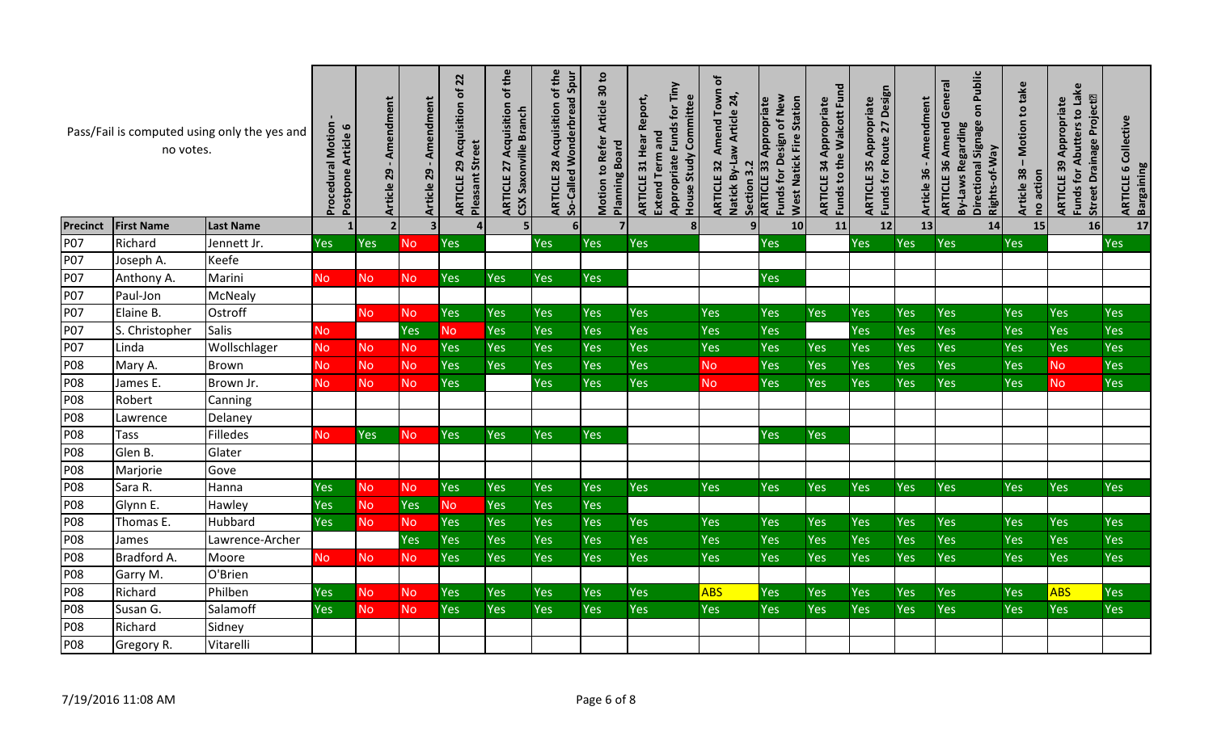Pass/Fail is computed using only the yes and no votes.

| Precinct | First Name | Last Name | 1 Procedural Motion - Postpone Article 6 | 2 Article 29 - Amendment | 3 Article 29 - Amendment | 4 ARTICLE 29 Acquisition of 22 Pleasant Street | 5 ARTICLE 27 Acquisition of the CSX Saxonville Branch | 6 ARTICLE 28 Acquisition of the So-Called Wonderbread Spur | 7 Motion to Refer Article 30 to Planning Board | 8 ARTICLE 31 Hear Report, Extend Term and Appropriate Funds for Tiny House Study Committee | 9 ARTICLE 32 Amend Town of Natick By-Law Article 24, Section 3.2 | 10 ARTICLE 33 Appropriate Funds for Design of New West Natick Fire Station | 11 ARTICLE 34 Appropriate Funds to the Walcott Fund | 12 ARTICLE 35 Appropriate Funds for Route 27 Design | 13 Article 36 - Amendment | 14 ARTICLE 36 Amend General By-Laws Regarding Directional Signage on Public Rights-of-Way | 15 Article 38 – Motion to take no action | 16 ARTICLE 39 Appropriate Funds for Abutters to Lake Street Drainage Project | 17 ARTICLE 6 Collective Bargaining |
|---|---|---|---|---|---|---|---|---|---|---|---|---|---|---|---|---|---|---|---|
| P07 | Richard | Jennett Jr. | Yes | Yes | No | Yes | | Yes | Yes | Yes | | Yes | | Yes | Yes | Yes | Yes | | Yes |
| P07 | Joseph A. | Keefe | | | | | | | | | | | | | | | | | |
| P07 | Anthony A. | Marini | No | No | No | Yes | Yes | Yes | Yes | | | Yes | | | | | | | |
| P07 | Paul-Jon | McNealy | | | | | | | | | | | | | | | | | |
| P07 | Elaine B. | Ostroff | | No | No | Yes | Yes | Yes | Yes | Yes | Yes | Yes | Yes | Yes | Yes | Yes | Yes | Yes | Yes |
| P07 | S. Christopher | Salis | No | | Yes | No | Yes | Yes | Yes | Yes | Yes | Yes | | Yes | Yes | Yes | Yes | Yes | Yes |
| P07 | Linda | Wollschlager | No | No | No | Yes | Yes | Yes | Yes | Yes | Yes | Yes | Yes | Yes | Yes | Yes | Yes | Yes | Yes |
| P08 | Mary A. | Brown | No | No | No | Yes | Yes | Yes | Yes | Yes | No | Yes | Yes | Yes | Yes | Yes | Yes | No | Yes |
| P08 | James E. | Brown Jr. | No | No | No | Yes | | Yes | Yes | Yes | No | Yes | Yes | Yes | Yes | Yes | Yes | No | Yes |
| P08 | Robert | Canning | | | | | | | | | | | | | | | | | |
| P08 | Lawrence | Delaney | | | | | | | | | | | | | | | | | |
| P08 | Tass | Filledes | No | Yes | No | Yes | Yes | Yes | Yes | | | Yes | Yes | | | | | | |
| P08 | Glen B. | Glater | | | | | | | | | | | | | | | | | |
| P08 | Marjorie | Gove | | | | | | | | | | | | | | | | | |
| P08 | Sara R. | Hanna | Yes | No | No | Yes | Yes | Yes | Yes | Yes | Yes | Yes | Yes | Yes | Yes | Yes | Yes | Yes | Yes |
| P08 | Glynn E. | Hawley | Yes | No | Yes | No | Yes | Yes | Yes | | | | | | | | | | |
| P08 | Thomas E. | Hubbard | Yes | No | No | Yes | Yes | Yes | Yes | Yes | Yes | Yes | Yes | Yes | Yes | Yes | Yes | Yes | Yes |
| P08 | James | Lawrence-Archer | | | Yes | Yes | Yes | Yes | Yes | Yes | Yes | Yes | Yes | Yes | Yes | Yes | Yes | Yes | Yes |
| P08 | Bradford A. | Moore | No | No | No | Yes | Yes | Yes | Yes | Yes | Yes | Yes | Yes | Yes | Yes | Yes | Yes | Yes | Yes |
| P08 | Garry M. | O'Brien | | | | | | | | | | | | | | | | | |
| P08 | Richard | Philben | Yes | No | No | Yes | Yes | Yes | Yes | Yes | ABS | Yes | Yes | Yes | Yes | Yes | Yes | ABS | Yes |
| P08 | Susan G. | Salamoff | Yes | No | No | Yes | Yes | Yes | Yes | Yes | Yes | Yes | Yes | Yes | Yes | Yes | Yes | Yes | Yes |
| P08 | Richard | Sidney | | | | | | | | | | | | | | | | | |
| P08 | Gregory R. | Vitarelli | | | | | | | | | | | | | | | | | |

7/19/2016 11:08 AM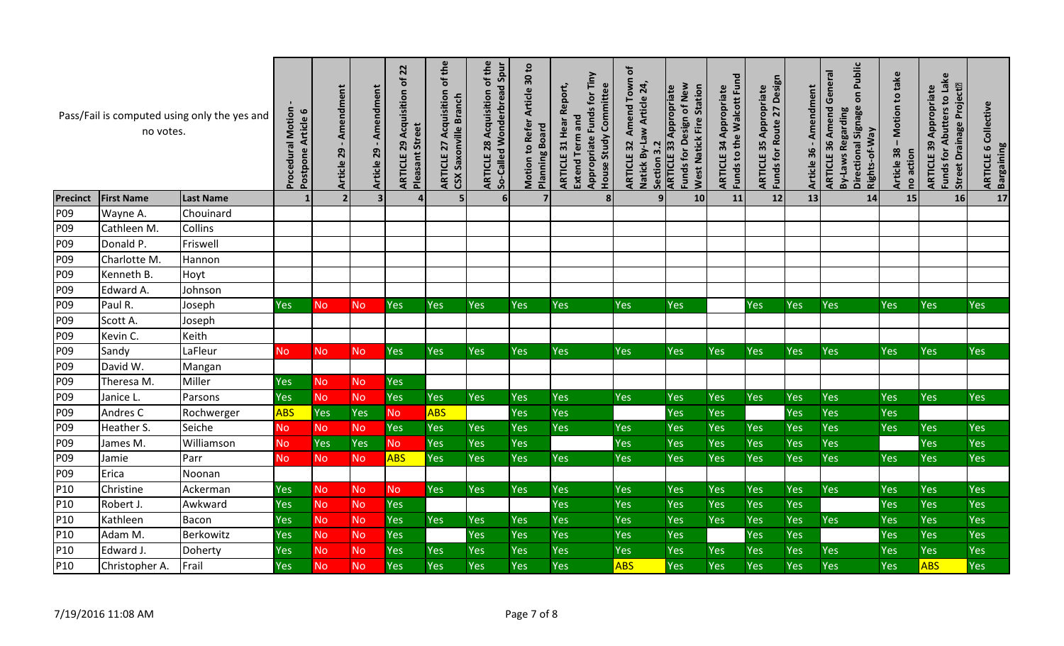| Pass/Fail is computed using only the yes and no votes. | | | Procedural Motion - Postpone Article 6 | Article 29 - Amendment | Article 29 - Amendment | ARTICLE 29 Acquisition of 22 Pleasant Street | ARTICLE 27 Acquisition of the CSX Saxonville Branch | ARTICLE 28 Acquisition of the So-Called Wonderbread Spur | Motion to Refer Article 30 to Planning Board | ARTICLE 31 Hear Report, Extend Term and Appropriate Funds for Tiny House Study Committee | ARTICLE 32 Amend Town of Natick By-Law Article 24, Section 3.2 | ARTICLE 33 Appropriate Funds for Design of New West Natick Fire Station | ARTICLE 34 Appropriate Funds to the Walcott Fund | ARTICLE 35 Appropriate Funds for Route 27 Design | Article 36 - Amendment | ARTICLE 36 Amend General By-Laws Regarding Directional Signage on Public Rights-of-Way | Article 38 – Motion to take no action | ARTICLE 39 Appropriate Funds for Abutters to Lake Street Drainage Project? | ARTICLE 6 Collective Bargaining |
|---|---|---|---|---|---|---|---|---|---|---|---|---|---|---|---|---|---|---|---|
| Precinct | First Name | Last Name | 1 | 2 | 3 | 4 | 5 | 6 | 7 | 8 | 9 | 10 | 11 | 12 | 13 | 14 | 15 | 16 | 17 |
| P09 | Wayne A. | Chouinard | | | | | | | | | | | | | | | | | |
| P09 | Cathleen M. | Collins | | | | | | | | | | | | | | | | | |
| P09 | Donald P. | Friswell | | | | | | | | | | | | | | | | | |
| P09 | Charlotte M. | Hannon | | | | | | | | | | | | | | | | | |
| P09 | Kenneth B. | Hoyt | | | | | | | | | | | | | | | | | |
| P09 | Edward A. | Johnson | | | | | | | | | | | | | | | | | |
| P09 | Paul R. | Joseph | Yes | No | No | Yes | Yes | Yes | Yes | Yes | Yes | Yes | | Yes | Yes | Yes | Yes | Yes | Yes |
| P09 | Scott A. | Joseph | | | | | | | | | | | | | | | | | |
| P09 | Kevin C. | Keith | | | | | | | | | | | | | | | | | |
| P09 | Sandy | LaFleur | No | No | No | Yes | Yes | Yes | Yes | Yes | Yes | Yes | Yes | Yes | Yes | Yes | Yes | Yes | Yes |
| P09 | David W. | Mangan | | | | | | | | | | | | | | | | | |
| P09 | Theresa M. | Miller | Yes | No | No | Yes | | | | | | | | | | | | | |
| P09 | Janice L. | Parsons | Yes | No | No | Yes | Yes | Yes | Yes | Yes | Yes | Yes | Yes | Yes | Yes | Yes | Yes | Yes | Yes |
| P09 | Andres C | Rochwerger | ABS | Yes | Yes | No | ABS | | Yes | Yes | | Yes | Yes | | Yes | Yes | Yes | | |
| P09 | Heather S. | Seiche | No | No | No | Yes | Yes | Yes | Yes | Yes | Yes | Yes | Yes | Yes | Yes | Yes | Yes | Yes | Yes |
| P09 | James M. | Williamson | No | Yes | Yes | No | Yes | Yes | Yes | | Yes | Yes | Yes | Yes | Yes | Yes | | Yes | Yes |
| P09 | Jamie | Parr | No | No | No | ABS | Yes | Yes | Yes | Yes | Yes | Yes | Yes | Yes | Yes | Yes | Yes | Yes | Yes |
| P09 | Erica | Noonan | | | | | | | | | | | | | | | | | |
| P10 | Christine | Ackerman | Yes | No | No | No | Yes | Yes | Yes | Yes | Yes | Yes | Yes | Yes | Yes | Yes | Yes | Yes | Yes |
| P10 | Robert J. | Awkward | Yes | No | No | Yes | | | | Yes | Yes | Yes | Yes | Yes | Yes | | Yes | Yes | Yes |
| P10 | Kathleen | Bacon | Yes | No | No | Yes | Yes | Yes | Yes | Yes | Yes | Yes | Yes | Yes | Yes | Yes | Yes | Yes | Yes |
| P10 | Adam M. | Berkowitz | Yes | No | No | Yes | | Yes | Yes | Yes | Yes | Yes | | Yes | Yes | | Yes | Yes | Yes |
| P10 | Edward J. | Doherty | Yes | No | No | Yes | Yes | Yes | Yes | Yes | Yes | Yes | Yes | Yes | Yes | Yes | Yes | Yes | Yes |
| P10 | Christopher A. | Frail | Yes | No | No | Yes | Yes | Yes | Yes | Yes | ABS | Yes | Yes | Yes | Yes | Yes | Yes | ABS | Yes |

7/19/2016 11:08 AM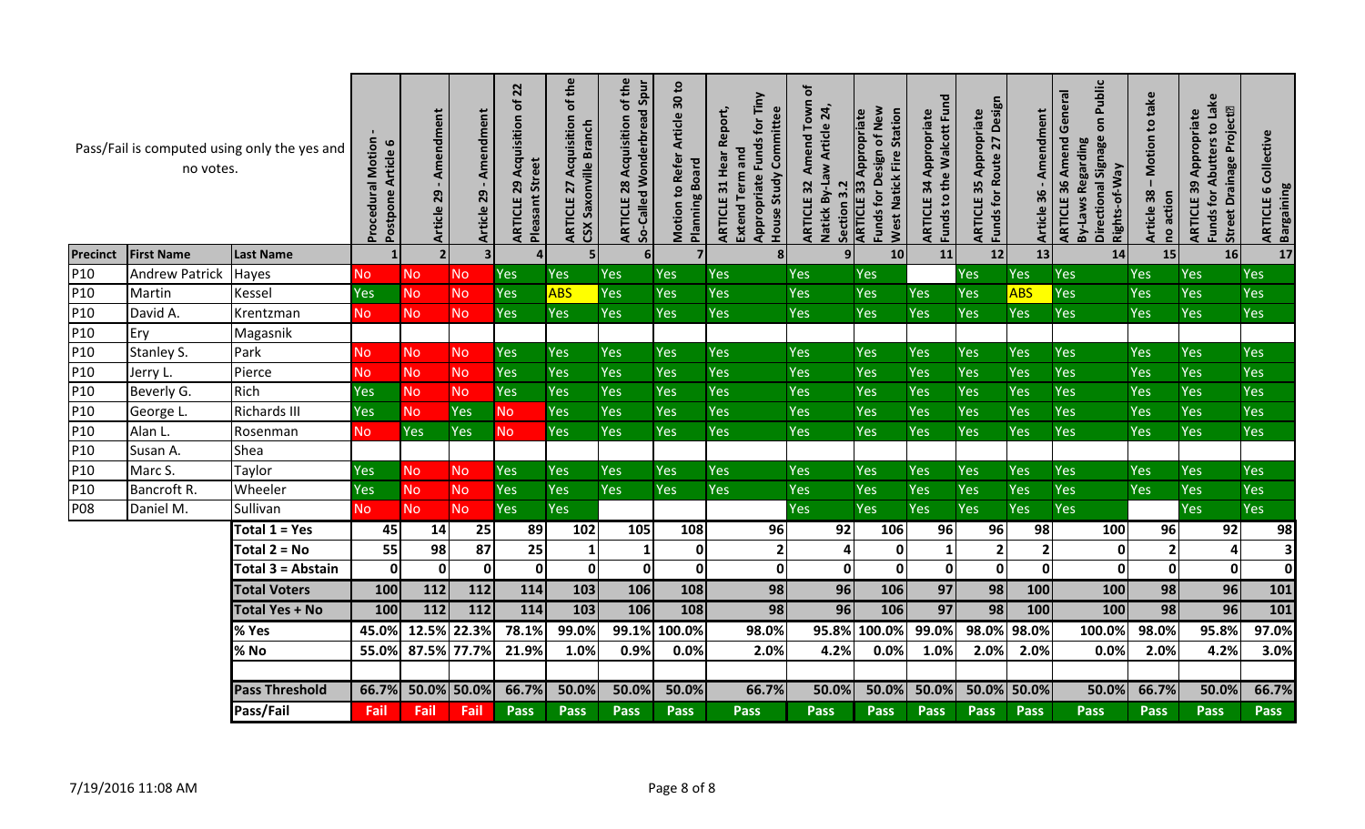| Pass/Fail is computed using only the yes and no votes. | | | Procedural Motion - Postpone Article 6 | Article 29 - Amendment | Article 29 - Amendment | ARTICLE 29 Acquisition of 22 Pleasant Street | ARTICLE 27 Acquisition of the CSX Saxonville Branch | ARTICLE 28 Acquisition of the So-Called Wonderbread Spur | Motion to Refer Article 30 to Planning Board | ARTICLE 31 Hear Report, Extend Term and Appropriate Funds for Tiny House Study Committee | ARTICLE 32 Amend Town of Natick By-Law Article 24, Section 3.2 | ARTICLE 33 Appropriate Funds for Design of New West Natick Fire Station | ARTICLE 34 Appropriate Funds to the Walcott Fund | ARTICLE 35 Appropriate Funds for Route 27 Design | Article 36 - Amendment | ARTICLE 36 Amend General By-Laws Regarding Directional Signage on Public Rights-of-Way | Article 38 – Motion to take no action | ARTICLE 39 Appropriate Funds for Abutters to Lake Street Drainage Project | ARTICLE 6 Collective Bargaining |
|---|---|---|---|---|---|---|---|---|---|---|---|---|---|---|---|---|---|---|---|
| **Precinct** | **First Name** | **Last Name** | 1 | 2 | 3 | 4 | 5 | 6 | 7 | 8 | 9 | 10 | 11 | 12 | 13 | 14 | 15 | 16 | 17 |
| P10 | Andrew Patrick | Hayes | No | No | No | Yes | Yes | Yes | Yes | Yes | Yes | Yes | | Yes | Yes | Yes | Yes | Yes | Yes |
| P10 | Martin | Kessel | Yes | No | No | Yes | ABS | Yes | Yes | Yes | Yes | Yes | Yes | Yes | ABS | Yes | Yes | Yes | Yes |
| P10 | David A. | Krentzman | No | No | No | Yes | Yes | Yes | Yes | Yes | Yes | Yes | Yes | Yes | Yes | Yes | Yes | Yes | Yes |
| P10 | Ery | Magasnik | | | | | | | | | | | | | | | | | |
| P10 | Stanley S. | Park | No | No | No | Yes | Yes | Yes | Yes | Yes | Yes | Yes | Yes | Yes | Yes | Yes | Yes | Yes | Yes |
| P10 | Jerry L. | Pierce | No | No | No | Yes | Yes | Yes | Yes | Yes | Yes | Yes | Yes | Yes | Yes | Yes | Yes | Yes | Yes |
| P10 | Beverly G. | Rich | Yes | No | No | Yes | Yes | Yes | Yes | Yes | Yes | Yes | Yes | Yes | Yes | Yes | Yes | Yes | Yes |
| P10 | George L. | Richards III | Yes | No | Yes | No | Yes | Yes | Yes | Yes | Yes | Yes | Yes | Yes | Yes | Yes | Yes | Yes | Yes |
| P10 | Alan L. | Rosenman | No | Yes | Yes | No | Yes | Yes | Yes | Yes | Yes | Yes | Yes | Yes | Yes | Yes | Yes | Yes | Yes |
| P10 | Susan A. | Shea | | | | | | | | | | | | | | | | | |
| P10 | Marc S. | Taylor | Yes | No | No | Yes | Yes | Yes | Yes | Yes | Yes | Yes | Yes | Yes | Yes | Yes | Yes | Yes | Yes |
| P10 | Bancroft R. | Wheeler | Yes | No | No | Yes | Yes | Yes | Yes | Yes | Yes | Yes | Yes | Yes | Yes | Yes | Yes | Yes | Yes |
| P08 | Daniel M. | Sullivan | No | No | No | Yes | Yes | | | | Yes | Yes | Yes | Yes | Yes | Yes | | Yes | Yes |
| | | Total 1 = Yes | 45 | 14 | 25 | 89 | 102 | 105 | 108 | 96 | 92 | 106 | 96 | 96 | 98 | 100 | 96 | 92 | 98 |
| | | Total 2 = No | 55 | 98 | 87 | 25 | 1 | 1 | 0 | 2 | 4 | 0 | 1 | 2 | 2 | 0 | 2 | 4 | 3 |
| | | Total 3 = Abstain | 0 | 0 | 0 | 0 | 0 | 0 | 0 | 0 | 0 | 0 | 0 | 0 | 0 | 0 | 0 | 0 | 0 |
| | | **Total Voters** | 100 | 112 | 112 | 114 | 103 | 106 | 108 | 98 | 96 | 106 | 97 | 98 | 100 | 100 | 98 | 96 | 101 |
| | | **Total Yes + No** | 100 | 112 | 112 | 114 | 103 | 106 | 108 | 98 | 96 | 106 | 97 | 98 | 100 | 100 | 98 | 96 | 101 |
| | | **% Yes** | 45.0% | 12.5% | 22.3% | 78.1% | 99.0% | 99.1% | 100.0% | 98.0% | 95.8% | 100.0% | 99.0% | 98.0% | 98.0% | 100.0% | 98.0% | 95.8% | 97.0% |
| | | **% No** | 55.0% | 87.5% | 77.7% | 21.9% | 1.0% | 0.9% | 0.0% | 2.0% | 4.2% | 0.0% | 1.0% | 2.0% | 2.0% | 0.0% | 2.0% | 4.2% | 3.0% |
| | | | | | | | | | | | | | | | | | | | |
| | | **Pass Threshold** | 66.7% | 50.0% | 50.0% | 66.7% | 50.0% | 50.0% | 50.0% | 66.7% | 50.0% | 50.0% | 50.0% | 50.0% | 50.0% | 50.0% | 66.7% | 50.0% | 66.7% |
| | | **Pass/Fail** | Fail | Fail | Fail | Pass | Pass | Pass | Pass | Pass | Pass | Pass | Pass | Pass | Pass | Pass | Pass | Pass | Pass |

7/19/2016 11:08 AM